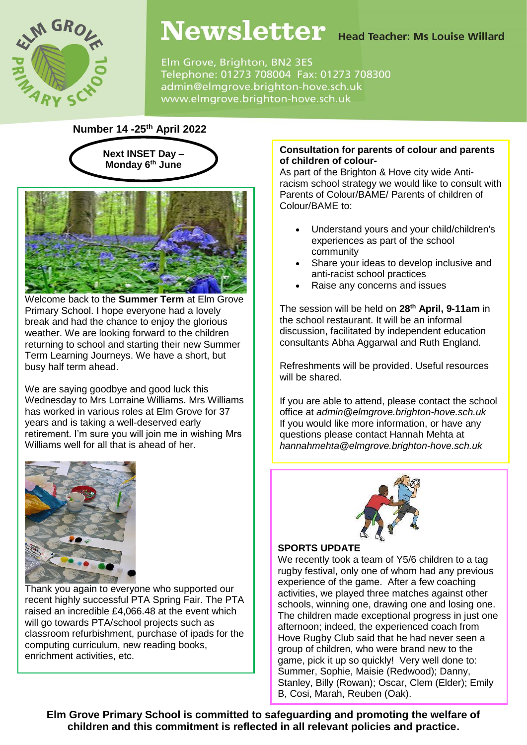# Newsletter

**Head Teacher: Ms Louise Willard**

Elm Grove, Brighton, BN2 3ES
Telephone: 01273 708004 Fax: 01273 708300
admin@elmgrove.brighton-hove.sch.uk
www.elmgrove.brighton-hove.sch.uk

**Number 14 -25th April 2022**

**Next INSET Day – Monday 6th June**

Welcome back to the **Summer Term** at Elm Grove Primary School. I hope everyone had a lovely break and had the chance to enjoy the glorious weather. We are looking forward to the children returning to school and starting their new Summer Term Learning Journeys. We have a short, but busy half term ahead.

We are saying goodbye and good luck this Wednesday to Mrs Lorraine Williams. Mrs Williams has worked in various roles at Elm Grove for 37 years and is taking a well-deserved early retirement. I'm sure you will join me in wishing Mrs Williams well for all that is ahead of her.

Thank you again to everyone who supported our recent highly successful PTA Spring Fair. The PTA raised an incredible £4,066.48 at the event which will go towards PTA/school projects such as classroom refurbishment, purchase of ipads for the computing curriculum, new reading books, enrichment activities, etc.

**Consultation for parents of colour and parents of children of colour-**

As part of the Brighton & Hove city wide Anti-racism school strategy we would like to consult with Parents of Colour/BAME/ Parents of children of Colour/BAME to:

- Understand yours and your child/children's experiences as part of the school community
- Share your ideas to develop inclusive and anti-racist school practices
- Raise any concerns and issues

The session will be held on **28th April, 9-11am** in the school restaurant. It will be an informal discussion, facilitated by independent education consultants Abha Aggarwal and Ruth England.

Refreshments will be provided. Useful resources will be shared.

If you are able to attend, please contact the school office at *admin@elmgrove.brighton-hove.sch.uk*
If you would like more information, or have any questions please contact Hannah Mehta at *hannahmehta@elmgrove.brighton-hove.sch.uk*

**SPORTS UPDATE**

We recently took a team of Y5/6 children to a tag rugby festival, only one of whom had any previous experience of the game. After a few coaching activities, we played three matches against other schools, winning one, drawing one and losing one. The children made exceptional progress in just one afternoon; indeed, the experienced coach from Hove Rugby Club said that he had never seen a group of children, who were brand new to the game, pick it up so quickly! Very well done to: Summer, Sophie, Maisie (Redwood); Danny, Stanley, Billy (Rowan); Oscar, Clem (Elder); Emily B, Cosi, Marah, Reuben (Oak).

**Elm Grove Primary School is committed to safeguarding and promoting the welfare of children and this commitment is reflected in all relevant policies and practice.**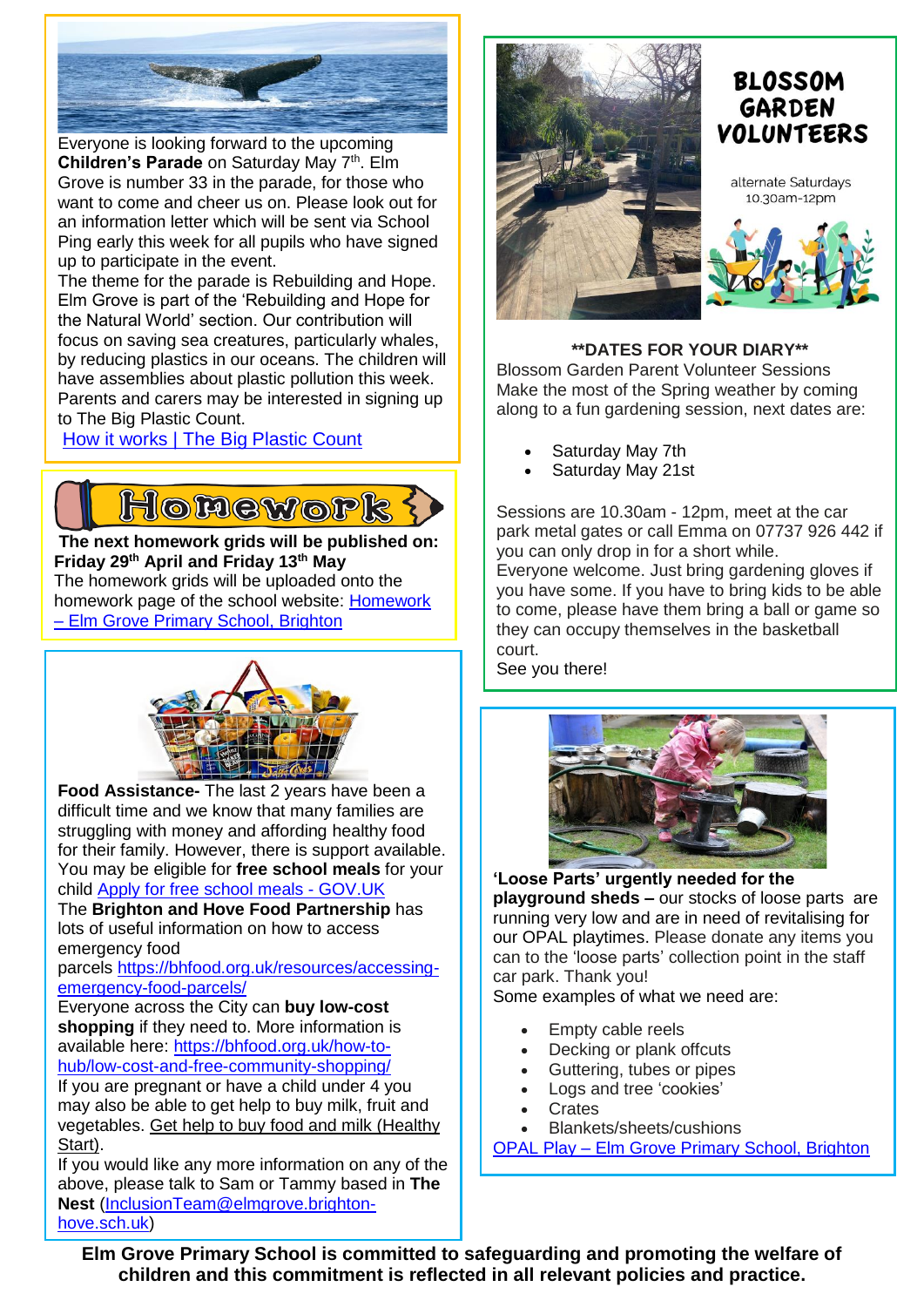Everyone is looking forward to the upcoming **Children's Parade** on Saturday May 7th. Elm Grove is number 33 in the parade, for those who want to come and cheer us on. Please look out for an information letter which will be sent via School Ping early this week for all pupils who have signed up to participate in the event.

The theme for the parade is Rebuilding and Hope. Elm Grove is part of the 'Rebuilding and Hope for the Natural World' section. Our contribution will focus on saving sea creatures, particularly whales, by reducing plastics in our oceans. The children will have assemblies about plastic pollution this week. Parents and carers may be interested in signing up to The Big Plastic Count.

[How it works | The Big Plastic Count]

# Homework

**The next homework grids will be published on: Friday 29th April and Friday 13th May**

The homework grids will be uploaded onto the homework page of the school website: [Homework – Elm Grove Primary School, Brighton]

**Food Assistance-** The last 2 years have been a difficult time and we know that many families are struggling with money and affording healthy food for their family. However, there is support available. You may be eligible for **free school meals** for your child [Apply for free school meals - GOV.UK]

The **Brighton and Hove Food Partnership** has lots of useful information on how to access emergency food parcels https://bhfood.org.uk/resources/accessing-emergency-food-parcels/

Everyone across the City can **buy low-cost shopping** if they need to. More information is available here: https://bhfood.org.uk/how-to-hub/low-cost-and-free-community-shopping/

If you are pregnant or have a child under 4 you may also be able to get help to buy milk, fruit and vegetables. Get help to buy food and milk (Healthy Start).

If you would like any more information on any of the above, please talk to Sam or Tammy based in **The Nest** (InclusionTeam@elmgrove.brighton-hove.sch.uk)

# BLOSSOM GARDEN VOLUNTEERS

alternate Saturdays
10.30am-12pm

**\*\*DATES FOR YOUR DIARY\*\***

Blossom Garden Parent Volunteer Sessions

Make the most of the Spring weather by coming along to a fun gardening session, next dates are:

- Saturday May 7th
- Saturday May 21st

Sessions are 10.30am - 12pm, meet at the car park metal gates or call Emma on 07737 926 442 if you can only drop in for a short while.

Everyone welcome. Just bring gardening gloves if you have some. If you have to bring kids to be able to come, please have them bring a ball or game so they can occupy themselves in the basketball court.

See you there!

**'Loose Parts' urgently needed for the playground sheds –** our stocks of loose parts are running very low and are in need of revitalising for our OPAL playtimes. Please donate any items you can to the 'loose parts' collection point in the staff car park. Thank you!

Some examples of what we need are:

- Empty cable reels
- Decking or plank offcuts
- Guttering, tubes or pipes
- Logs and tree 'cookies'
- Crates
- Blankets/sheets/cushions

[OPAL Play – Elm Grove Primary School, Brighton]

**Elm Grove Primary School is committed to safeguarding and promoting the welfare of children and this commitment is reflected in all relevant policies and practice.**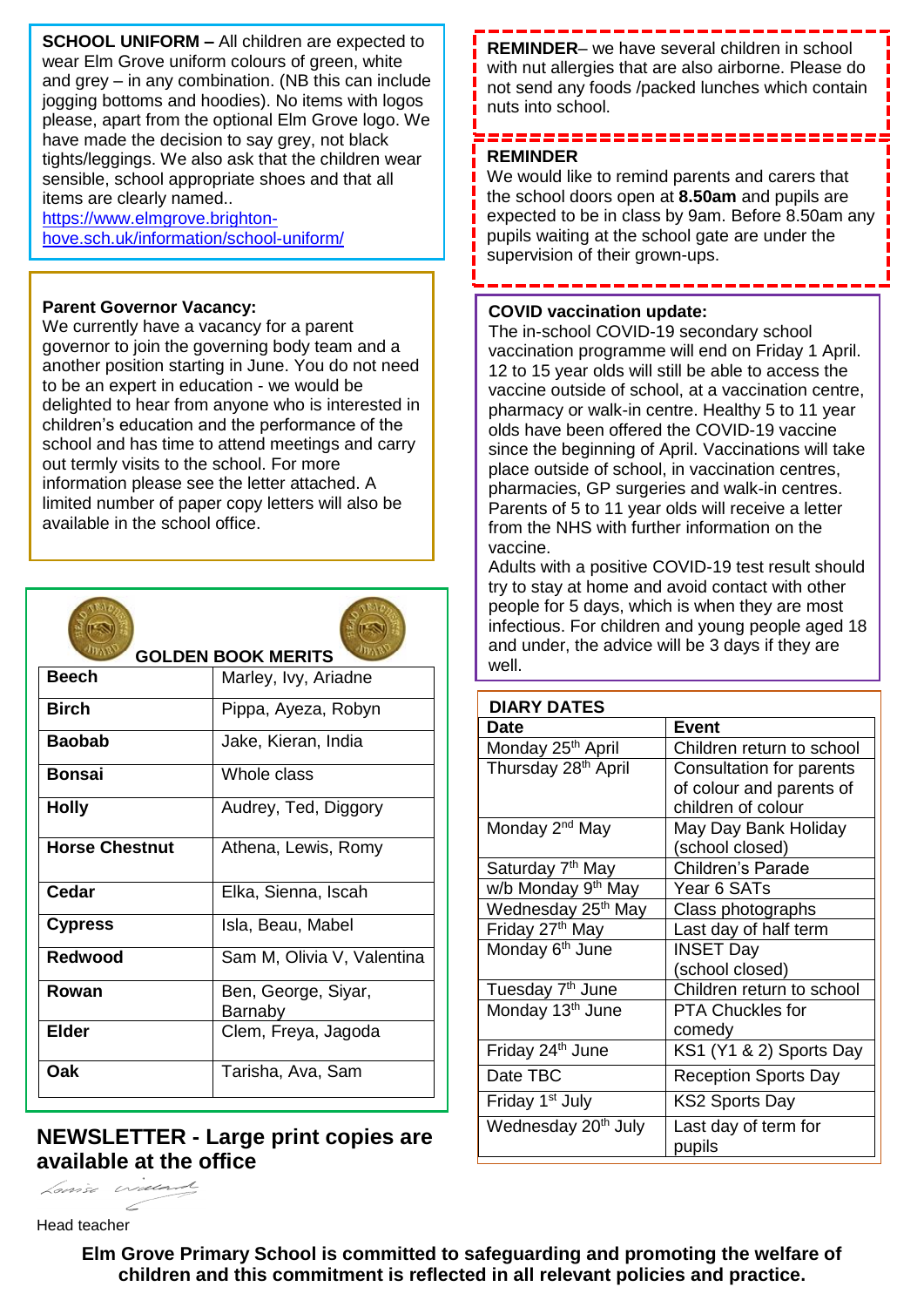**SCHOOL UNIFORM –** All children are expected to wear Elm Grove uniform colours of green, white and grey – in any combination. (NB this can include jogging bottoms and hoodies). No items with logos please, apart from the optional Elm Grove logo. We have made the decision to say grey, not black tights/leggings. We also ask that the children wear sensible, school appropriate shoes and that all items are clearly named..
https://www.elmgrove.brighton-hove.sch.uk/information/school-uniform/

**Parent Governor Vacancy:**
We currently have a vacancy for a parent governor to join the governing body team and a another position starting in June. You do not need to be an expert in education - we would be delighted to hear from anyone who is interested in children's education and the performance of the school and has time to attend meetings and carry out termly visits to the school. For more information please see the letter attached. A limited number of paper copy letters will also be available in the school office.

**GOLDEN BOOK MERITS**

| | |
|---|---|
| **Beech** | Marley, Ivy, Ariadne |
| **Birch** | Pippa, Ayeza, Robyn |
| **Baobab** | Jake, Kieran, India |
| **Bonsai** | Whole class |
| **Holly** | Audrey, Ted, Diggory |
| **Horse Chestnut** | Athena, Lewis, Romy |
| **Cedar** | Elka, Sienna, Iscah |
| **Cypress** | Isla, Beau, Mabel |
| **Redwood** | Sam M, Olivia V, Valentina |
| **Rowan** | Ben, George, Siyar, Barnaby |
| **Elder** | Clem, Freya, Jagoda |
| **Oak** | Tarisha, Ava, Sam |

## NEWSLETTER - Large print copies are available at the office

Head teacher

**REMINDER**– we have several children in school with nut allergies that are also airborne. Please do not send any foods /packed lunches which contain nuts into school.

**REMINDER**
We would like to remind parents and carers that the school doors open at **8.50am** and pupils are expected to be in class by 9am. Before 8.50am any pupils waiting at the school gate are under the supervision of their grown-ups.

**COVID vaccination update:**
The in-school COVID-19 secondary school vaccination programme will end on Friday 1 April. 12 to 15 year olds will still be able to access the vaccine outside of school, at a vaccination centre, pharmacy or walk-in centre. Healthy 5 to 11 year olds have been offered the COVID-19 vaccine since the beginning of April. Vaccinations will take place outside of school, in vaccination centres, pharmacies, GP surgeries and walk-in centres. Parents of 5 to 11 year olds will receive a letter from the NHS with further information on the vaccine.
Adults with a positive COVID-19 test result should try to stay at home and avoid contact with other people for 5 days, which is when they are most infectious. For children and young people aged 18 and under, the advice will be 3 days if they are well.

**DIARY DATES**

| Date | Event |
|---|---|
| Monday 25th April | Children return to school |
| Thursday 28th April | Consultation for parents of colour and parents of children of colour |
| Monday 2nd May | May Day Bank Holiday (school closed) |
| Saturday 7th May | Children's Parade |
| w/b Monday 9th May | Year 6 SATs |
| Wednesday 25th May | Class photographs |
| Friday 27th May | Last day of half term |
| Monday 6th June | INSET Day (school closed) |
| Tuesday 7th June | Children return to school |
| Monday 13th June | PTA Chuckles for comedy |
| Friday 24th June | KS1 (Y1 & 2) Sports Day |
| Date TBC | Reception Sports Day |
| Friday 1st July | KS2 Sports Day |
| Wednesday 20th July | Last day of term for pupils |

**Elm Grove Primary School is committed to safeguarding and promoting the welfare of children and this commitment is reflected in all relevant policies and practice.**